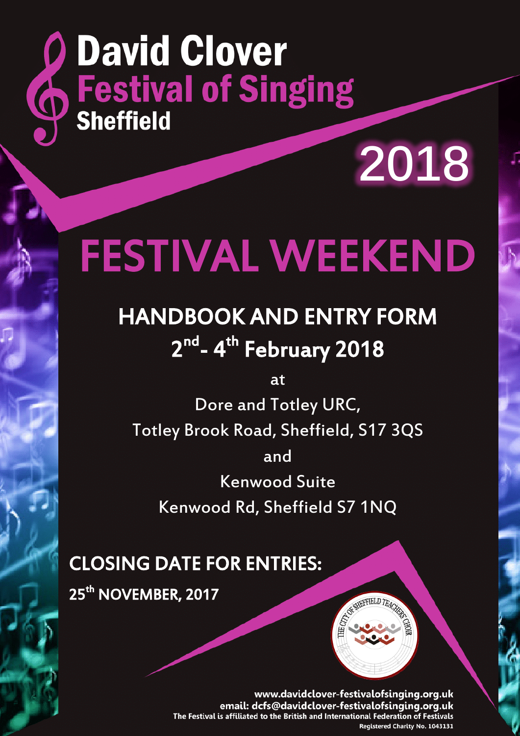# David Clover Festival of Singing Sheffield

# 2018

# FESTIVAL WEEKEND

## HANDBOOK AND ENTRY FORM

## 2nd - 4th February 2018

at

Dore and Totley URC,

Totley Brook Road, Sheffield, S17 3QS

and

Kenwood Suite

Kenwood Rd, Sheffield S7 1NQ

## CLOSING DATE FOR ENTRIES:

**25th NOVEMBER, 2017**

THE CITY OF SHEFFIELD TEACHERS' CHOIR

**www.davidclover-festivalofsinging.org.uk**

**email: dcfs@davidclover-festivalofsinging.org.uk**

**The Festival is affiliated to the British and International Federation of Festivals**

**Registered Charity No. 1043131**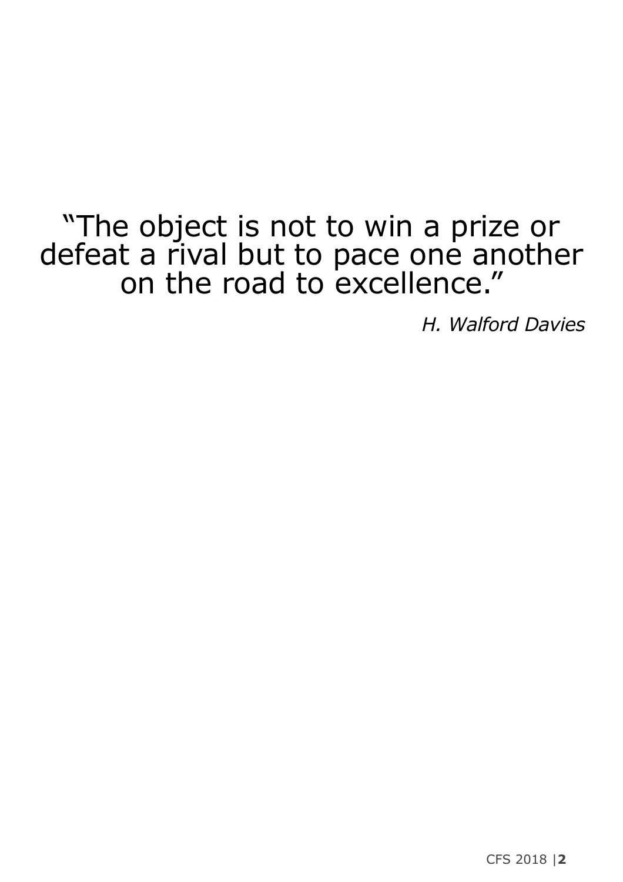"The object is not to win a prize or defeat a rival but to pace one another on the road to excellence."

*H. Walford Davies*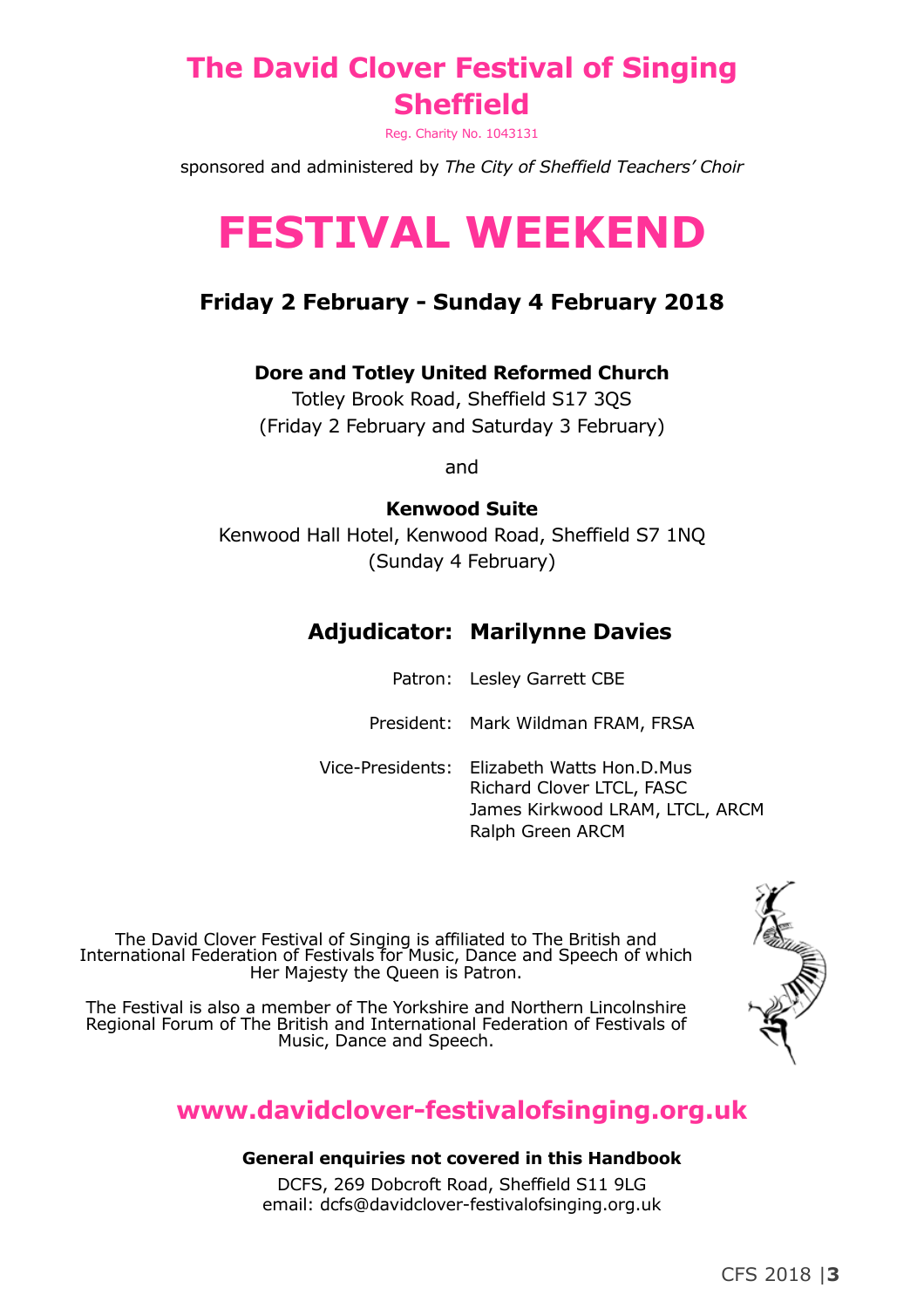# The David Clover Festival of Singing Sheffield

Reg. Charity No. 1043131

sponsored and administered by *The City of Sheffield Teachers' Choir*

# FESTIVAL WEEKEND

### Friday 2 February - Sunday 4 February 2018

**Dore and Totley United Reformed Church**
Totley Brook Road, Sheffield S17 3QS
(Friday 2 February and Saturday 3 February)

and

**Kenwood Suite**
Kenwood Hall Hotel, Kenwood Road, Sheffield S7 1NQ
(Sunday 4 February)

### Adjudicator: Marilynne Davies

Patron: Lesley Garrett CBE

President: Mark Wildman FRAM, FRSA

Vice-Presidents:
Elizabeth Watts Hon.D.Mus
Richard Clover LTCL, FASC
James Kirkwood LRAM, LTCL, ARCM
Ralph Green ARCM

The David Clover Festival of Singing is affiliated to The British and International Federation of Festivals for Music, Dance and Speech of which Her Majesty the Queen is Patron.

The Festival is also a member of The Yorkshire and Northern Lincolnshire Regional Forum of The British and International Federation of Festivals of Music, Dance and Speech.

## www.davidclover-festivalofsinging.org.uk

**General enquiries not covered in this Handbook**

DCFS, 269 Dobcroft Road, Sheffield S11 9LG
email: dcfs@davidclover-festivalofsinging.org.uk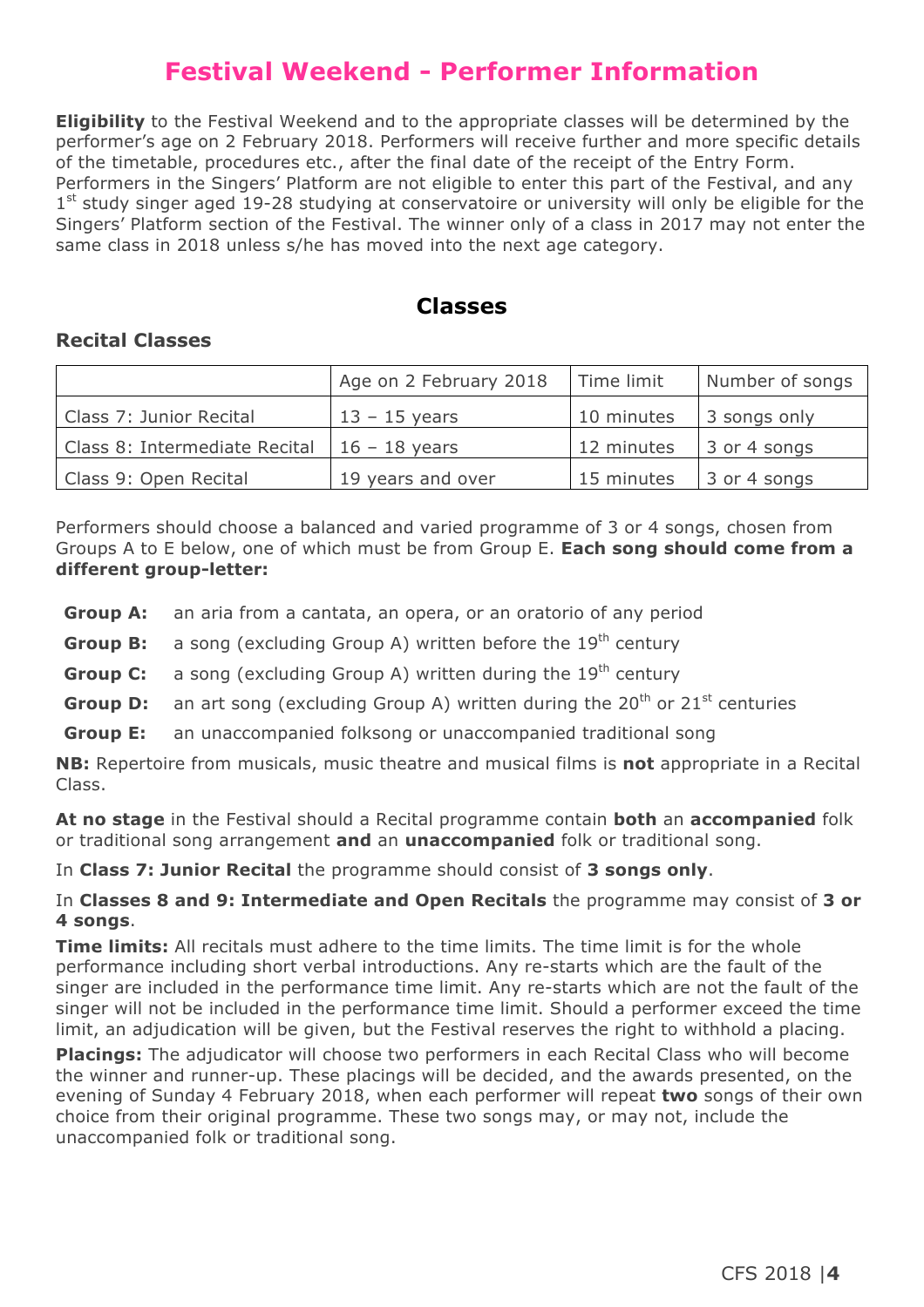# Festival Weekend - Performer Information

**Eligibility** to the Festival Weekend and to the appropriate classes will be determined by the performer's age on 2 February 2018. Performers will receive further and more specific details of the timetable, procedures etc., after the final date of the receipt of the Entry Form. Performers in the Singers' Platform are not eligible to enter this part of the Festival, and any 1st study singer aged 19-28 studying at conservatoire or university will only be eligible for the Singers' Platform section of the Festival. The winner only of a class in 2017 may not enter the same class in 2018 unless s/he has moved into the next age category.

## Classes

### Recital Classes

| | Age on 2 February 2018 | Time limit | Number of songs |
|---|---|---|---|
| Class 7: Junior Recital | 13 – 15 years | 10 minutes | 3 songs only |
| Class 8: Intermediate Recital | 16 – 18 years | 12 minutes | 3 or 4 songs |
| Class 9: Open Recital | 19 years and over | 15 minutes | 3 or 4 songs |

Performers should choose a balanced and varied programme of 3 or 4 songs, chosen from Groups A to E below, one of which must be from Group E. **Each song should come from a different group-letter:**

- **Group A:** an aria from a cantata, an opera, or an oratorio of any period
- **Group B:** a song (excluding Group A) written before the 19th century
- **Group C:** a song (excluding Group A) written during the 19th century
- **Group D:** an art song (excluding Group A) written during the 20th or 21st centuries
- **Group E:** an unaccompanied folksong or unaccompanied traditional song

**NB:** Repertoire from musicals, music theatre and musical films is **not** appropriate in a Recital Class.

**At no stage** in the Festival should a Recital programme contain **both** an **accompanied** folk or traditional song arrangement **and** an **unaccompanied** folk or traditional song.

In **Class 7: Junior Recital** the programme should consist of **3 songs only**.

In **Classes 8 and 9: Intermediate and Open Recitals** the programme may consist of **3 or 4 songs**.

**Time limits:** All recitals must adhere to the time limits. The time limit is for the whole performance including short verbal introductions. Any re-starts which are the fault of the singer are included in the performance time limit. Any re-starts which are not the fault of the singer will not be included in the performance time limit. Should a performer exceed the time limit, an adjudication will be given, but the Festival reserves the right to withhold a placing.

**Placings:** The adjudicator will choose two performers in each Recital Class who will become the winner and runner-up. These placings will be decided, and the awards presented, on the evening of Sunday 4 February 2018, when each performer will repeat **two** songs of their own choice from their original programme. These two songs may, or may not, include the unaccompanied folk or traditional song.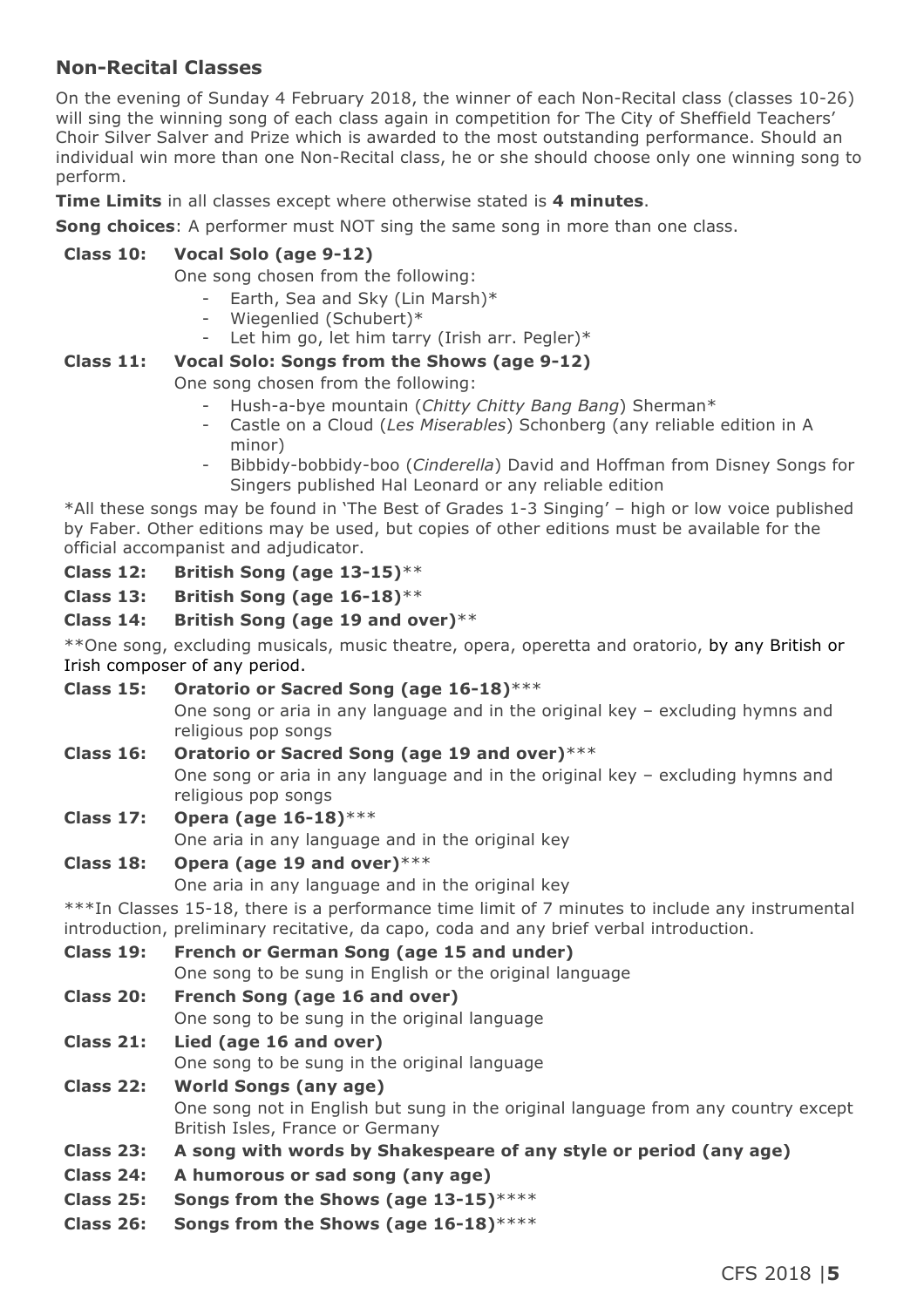## Non-Recital Classes

On the evening of Sunday 4 February 2018, the winner of each Non-Recital class (classes 10-26) will sing the winning song of each class again in competition for The City of Sheffield Teachers' Choir Silver Salver and Prize which is awarded to the most outstanding performance. Should an individual win more than one Non-Recital class, he or she should choose only one winning song to perform.

**Time Limits** in all classes except where otherwise stated is **4 minutes**.

**Song choices**: A performer must NOT sing the same song in more than one class.

**Class 10: Vocal Solo (age 9-12)**

One song chosen from the following:

- Earth, Sea and Sky (Lin Marsh)*
- Wiegenlied (Schubert)*
- Let him go, let him tarry (Irish arr. Pegler)*

**Class 11: Vocal Solo: Songs from the Shows (age 9-12)**

One song chosen from the following:

- Hush-a-bye mountain (*Chitty Chitty Bang Bang*) Sherman*
- Castle on a Cloud (*Les Miserables*) Schonberg (any reliable edition in A minor)
- Bibbidy-bobbidy-boo (*Cinderella*) David and Hoffman from Disney Songs for Singers published Hal Leonard or any reliable edition

*All these songs may be found in 'The Best of Grades 1-3 Singing' – high or low voice published by Faber. Other editions may be used, but copies of other editions must be available for the official accompanist and adjudicator.

**Class 12: British Song (age 13-15)****

**Class 13: British Song (age 16-18)****

**Class 14: British Song (age 19 and over)****

**One song, excluding musicals, music theatre, opera, operetta and oratorio, by any British or Irish composer of any period.

**Class 15: Oratorio or Sacred Song (age 16-18)*****

One song or aria in any language and in the original key – excluding hymns and religious pop songs

**Class 16: Oratorio or Sacred Song (age 19 and over)*****

One song or aria in any language and in the original key – excluding hymns and religious pop songs

**Class 17: Opera (age 16-18)*****

One aria in any language and in the original key

**Class 18: Opera (age 19 and over)*****

One aria in any language and in the original key

***In Classes 15-18, there is a performance time limit of 7 minutes to include any instrumental introduction, preliminary recitative, da capo, coda and any brief verbal introduction.

**Class 19: French or German Song (age 15 and under)**

One song to be sung in English or the original language

**Class 20: French Song (age 16 and over)**

One song to be sung in the original language

**Class 21: Lied (age 16 and over)**

One song to be sung in the original language

**Class 22: World Songs (any age)**

One song not in English but sung in the original language from any country except British Isles, France or Germany

**Class 23: A song with words by Shakespeare of any style or period (any age)**

**Class 24: A humorous or sad song (any age)**

**Class 25: Songs from the Shows (age 13-15)******

**Class 26: Songs from the Shows (age 16-18)******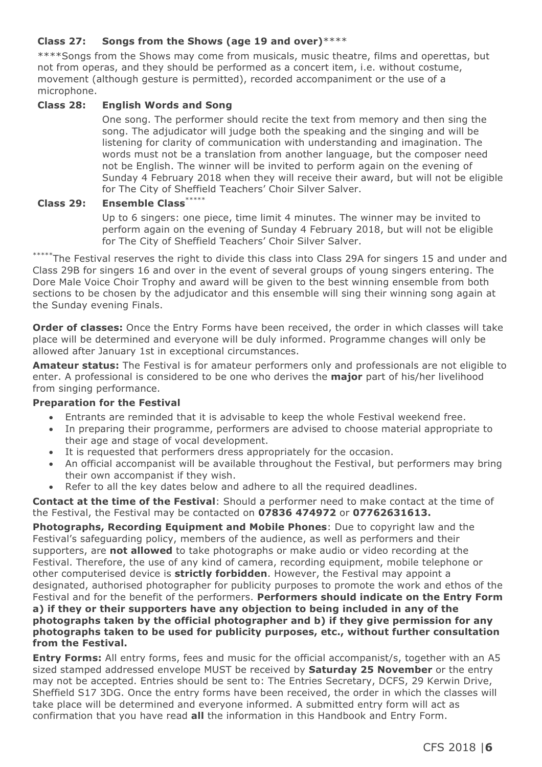**Class 27: Songs from the Shows (age 19 and over)******

****Songs from the Shows may come from musicals, music theatre, films and operettas, but not from operas, and they should be performed as a concert item, i.e. without costume, movement (although gesture is permitted), recorded accompaniment or the use of a microphone.

**Class 28: English Words and Song**

One song. The performer should recite the text from memory and then sing the song. The adjudicator will judge both the speaking and the singing and will be listening for clarity of communication with understanding and imagination. The words must not be a translation from another language, but the composer need not be English. The winner will be invited to perform again on the evening of Sunday 4 February 2018 when they will receive their award, but will not be eligible for The City of Sheffield Teachers' Choir Silver Salver.

**Class 29: Ensemble Class*******

Up to 6 singers: one piece, time limit 4 minutes. The winner may be invited to perform again on the evening of Sunday 4 February 2018, but will not be eligible for The City of Sheffield Teachers' Choir Silver Salver.

*****The Festival reserves the right to divide this class into Class 29A for singers 15 and under and Class 29B for singers 16 and over in the event of several groups of young singers entering. The Dore Male Voice Choir Trophy and award will be given to the best winning ensemble from both sections to be chosen by the adjudicator and this ensemble will sing their winning song again at the Sunday evening Finals.

**Order of classes:** Once the Entry Forms have been received, the order in which classes will take place will be determined and everyone will be duly informed. Programme changes will only be allowed after January 1st in exceptional circumstances.

**Amateur status:** The Festival is for amateur performers only and professionals are not eligible to enter. A professional is considered to be one who derives the **major** part of his/her livelihood from singing performance.

**Preparation for the Festival**

- Entrants are reminded that it is advisable to keep the whole Festival weekend free.
- In preparing their programme, performers are advised to choose material appropriate to their age and stage of vocal development.
- It is requested that performers dress appropriately for the occasion.
- An official accompanist will be available throughout the Festival, but performers may bring their own accompanist if they wish.
- Refer to all the key dates below and adhere to all the required deadlines.

**Contact at the time of the Festival**: Should a performer need to make contact at the time of the Festival, the Festival may be contacted on **07836 474972** or **07762631613.**

**Photographs, Recording Equipment and Mobile Phones**: Due to copyright law and the Festival's safeguarding policy, members of the audience, as well as performers and their supporters, are **not allowed** to take photographs or make audio or video recording at the Festival. Therefore, the use of any kind of camera, recording equipment, mobile telephone or other computerised device is **strictly forbidden**. However, the Festival may appoint a designated, authorised photographer for publicity purposes to promote the work and ethos of the Festival and for the benefit of the performers. **Performers should indicate on the Entry Form a) if they or their supporters have any objection to being included in any of the photographs taken by the official photographer and b) if they give permission for any photographs taken to be used for publicity purposes, etc., without further consultation from the Festival.**

**Entry Forms:** All entry forms, fees and music for the official accompanist/s, together with an A5 sized stamped addressed envelope MUST be received by **Saturday 25 November** or the entry may not be accepted. Entries should be sent to: The Entries Secretary, DCFS, 29 Kerwin Drive, Sheffield S17 3DG. Once the entry forms have been received, the order in which the classes will take place will be determined and everyone informed. A submitted entry form will act as confirmation that you have read **all** the information in this Handbook and Entry Form.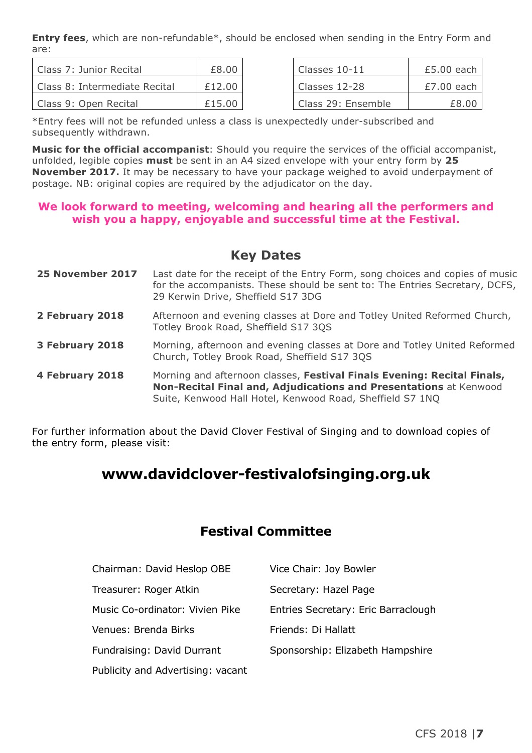**Entry fees**, which are non-refundable*, should be enclosed when sending in the Entry Form and are:

| Class 7: Junior Recital | £8.00 |
|---|---|
| Class 8: Intermediate Recital | £12.00 |
| Class 9: Open Recital | £15.00 |

| Classes 10-11 | £5.00 each |
|---|---|
| Classes 12-28 | £7.00 each |
| Class 29: Ensemble | £8.00 |

*Entry fees will not be refunded unless a class is unexpectedly under-subscribed and subsequently withdrawn.

**Music for the official accompanist**: Should you require the services of the official accompanist, unfolded, legible copies **must** be sent in an A4 sized envelope with your entry form by **25 November 2017.** It may be necessary to have your package weighed to avoid underpayment of postage. NB: original copies are required by the adjudicator on the day.

**We look forward to meeting, welcoming and hearing all the performers and wish you a happy, enjoyable and successful time at the Festival.**

## Key Dates

**25 November 2017** — Last date for the receipt of the Entry Form, song choices and copies of music for the accompanists. These should be sent to: The Entries Secretary, DCFS, 29 Kerwin Drive, Sheffield S17 3DG

**2 February 2018** — Afternoon and evening classes at Dore and Totley United Reformed Church, Totley Brook Road, Sheffield S17 3QS

**3 February 2018** — Morning, afternoon and evening classes at Dore and Totley United Reformed Church, Totley Brook Road, Sheffield S17 3QS

**4 February 2018** — Morning and afternoon classes, **Festival Finals Evening: Recital Finals, Non-Recital Final and, Adjudications and Presentations** at Kenwood Suite, Kenwood Hall Hotel, Kenwood Road, Sheffield S7 1NQ

For further information about the David Clover Festival of Singing and to download copies of the entry form, please visit:

## www.davidclover-festivalofsinging.org.uk

## Festival Committee

Chairman: David Heslop OBE

Vice Chair: Joy Bowler

Treasurer: Roger Atkin

Secretary: Hazel Page

Music Co-ordinator: Vivien Pike

Entries Secretary: Eric Barraclough

Venues: Brenda Birks

Friends: Di Hallatt

Fundraising: David Durrant

Sponsorship: Elizabeth Hampshire

Publicity and Advertising: vacant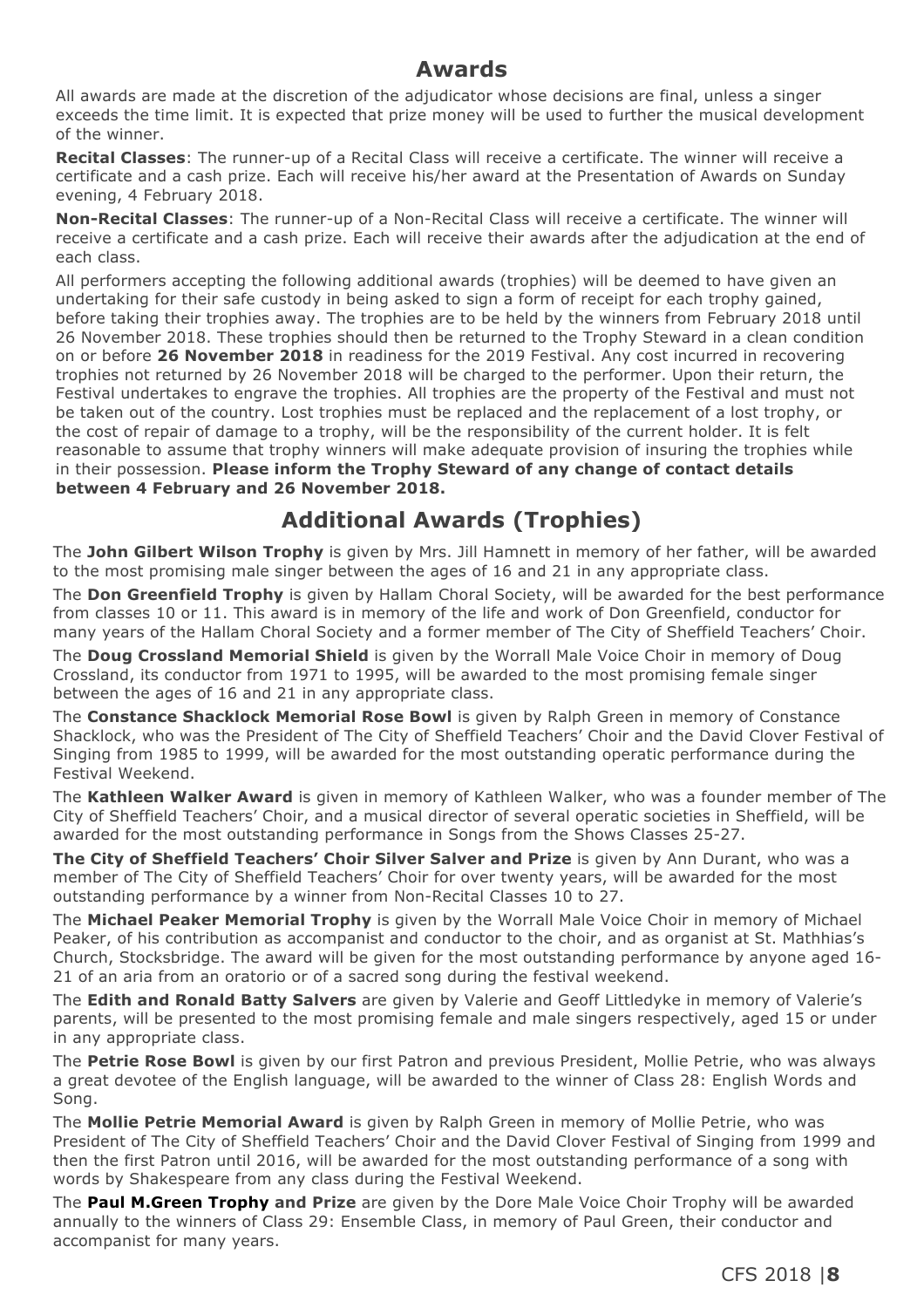## Awards

All awards are made at the discretion of the adjudicator whose decisions are final, unless a singer exceeds the time limit. It is expected that prize money will be used to further the musical development of the winner.

**Recital Classes**: The runner-up of a Recital Class will receive a certificate. The winner will receive a certificate and a cash prize. Each will receive his/her award at the Presentation of Awards on Sunday evening, 4 February 2018.

**Non-Recital Classes**: The runner-up of a Non-Recital Class will receive a certificate. The winner will receive a certificate and a cash prize. Each will receive their awards after the adjudication at the end of each class.

All performers accepting the following additional awards (trophies) will be deemed to have given an undertaking for their safe custody in being asked to sign a form of receipt for each trophy gained, before taking their trophies away. The trophies are to be held by the winners from February 2018 until 26 November 2018. These trophies should then be returned to the Trophy Steward in a clean condition on or before **26 November 2018** in readiness for the 2019 Festival. Any cost incurred in recovering trophies not returned by 26 November 2018 will be charged to the performer. Upon their return, the Festival undertakes to engrave the trophies. All trophies are the property of the Festival and must not be taken out of the country. Lost trophies must be replaced and the replacement of a lost trophy, or the cost of repair of damage to a trophy, will be the responsibility of the current holder. It is felt reasonable to assume that trophy winners will make adequate provision of insuring the trophies while in their possession. **Please inform the Trophy Steward of any change of contact details between 4 February and 26 November 2018.**

## Additional Awards (Trophies)

The **John Gilbert Wilson Trophy** is given by Mrs. Jill Hamnett in memory of her father, will be awarded to the most promising male singer between the ages of 16 and 21 in any appropriate class.

The **Don Greenfield Trophy** is given by Hallam Choral Society, will be awarded for the best performance from classes 10 or 11. This award is in memory of the life and work of Don Greenfield, conductor for many years of the Hallam Choral Society and a former member of The City of Sheffield Teachers' Choir.

The **Doug Crossland Memorial Shield** is given by the Worrall Male Voice Choir in memory of Doug Crossland, its conductor from 1971 to 1995, will be awarded to the most promising female singer between the ages of 16 and 21 in any appropriate class.

The **Constance Shacklock Memorial Rose Bowl** is given by Ralph Green in memory of Constance Shacklock, who was the President of The City of Sheffield Teachers' Choir and the David Clover Festival of Singing from 1985 to 1999, will be awarded for the most outstanding operatic performance during the Festival Weekend.

The **Kathleen Walker Award** is given in memory of Kathleen Walker, who was a founder member of The City of Sheffield Teachers' Choir, and a musical director of several operatic societies in Sheffield, will be awarded for the most outstanding performance in Songs from the Shows Classes 25-27.

**The City of Sheffield Teachers' Choir Silver Salver and Prize** is given by Ann Durant, who was a member of The City of Sheffield Teachers' Choir for over twenty years, will be awarded for the most outstanding performance by a winner from Non-Recital Classes 10 to 27.

The **Michael Peaker Memorial Trophy** is given by the Worrall Male Voice Choir in memory of Michael Peaker, of his contribution as accompanist and conductor to the choir, and as organist at St. Mathhias's Church, Stocksbridge. The award will be given for the most outstanding performance by anyone aged 16-21 of an aria from an oratorio or of a sacred song during the festival weekend.

The **Edith and Ronald Batty Salvers** are given by Valerie and Geoff Littledyke in memory of Valerie's parents, will be presented to the most promising female and male singers respectively, aged 15 or under in any appropriate class.

The **Petrie Rose Bowl** is given by our first Patron and previous President, Mollie Petrie, who was always a great devotee of the English language, will be awarded to the winner of Class 28: English Words and Song.

The **Mollie Petrie Memorial Award** is given by Ralph Green in memory of Mollie Petrie, who was President of The City of Sheffield Teachers' Choir and the David Clover Festival of Singing from 1999 and then the first Patron until 2016, will be awarded for the most outstanding performance of a song with words by Shakespeare from any class during the Festival Weekend.

The **Paul M.Green Trophy and Prize** are given by the Dore Male Voice Choir Trophy will be awarded annually to the winners of Class 29: Ensemble Class, in memory of Paul Green, their conductor and accompanist for many years.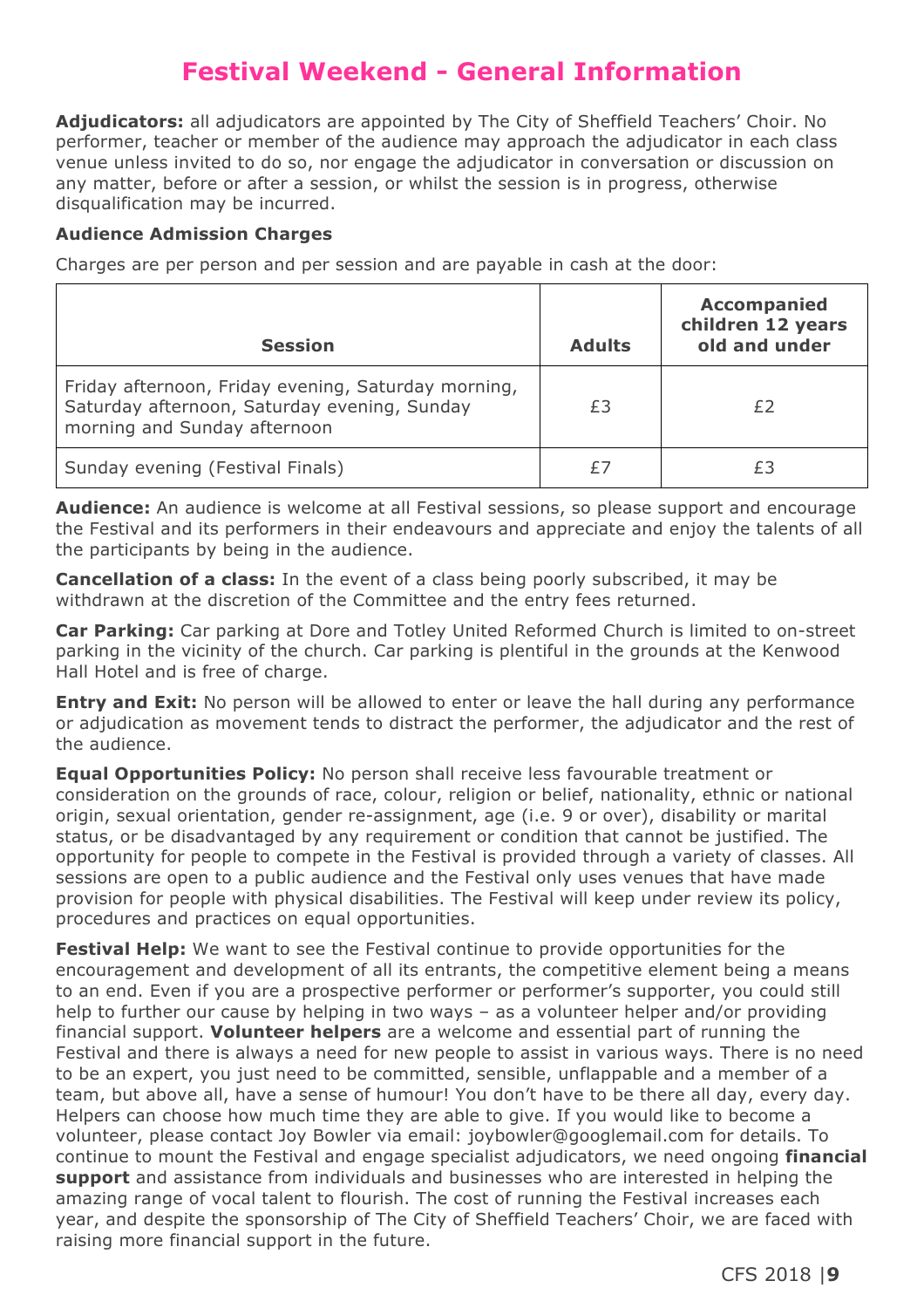# Festival Weekend - General Information

**Adjudicators:** all adjudicators are appointed by The City of Sheffield Teachers' Choir. No performer, teacher or member of the audience may approach the adjudicator in each class venue unless invited to do so, nor engage the adjudicator in conversation or discussion on any matter, before or after a session, or whilst the session is in progress, otherwise disqualification may be incurred.

**Audience Admission Charges**

Charges are per person and per session and are payable in cash at the door:

| Session | Adults | Accompanied children 12 years old and under |
|---|---|---|
| Friday afternoon, Friday evening, Saturday morning, Saturday afternoon, Saturday evening, Sunday morning and Sunday afternoon | £3 | £2 |
| Sunday evening (Festival Finals) | £7 | £3 |

**Audience:** An audience is welcome at all Festival sessions, so please support and encourage the Festival and its performers in their endeavours and appreciate and enjoy the talents of all the participants by being in the audience.

**Cancellation of a class:** In the event of a class being poorly subscribed, it may be withdrawn at the discretion of the Committee and the entry fees returned.

**Car Parking:** Car parking at Dore and Totley United Reformed Church is limited to on-street parking in the vicinity of the church. Car parking is plentiful in the grounds at the Kenwood Hall Hotel and is free of charge.

**Entry and Exit:** No person will be allowed to enter or leave the hall during any performance or adjudication as movement tends to distract the performer, the adjudicator and the rest of the audience.

**Equal Opportunities Policy:** No person shall receive less favourable treatment or consideration on the grounds of race, colour, religion or belief, nationality, ethnic or national origin, sexual orientation, gender re-assignment, age (i.e. 9 or over), disability or marital status, or be disadvantaged by any requirement or condition that cannot be justified. The opportunity for people to compete in the Festival is provided through a variety of classes. All sessions are open to a public audience and the Festival only uses venues that have made provision for people with physical disabilities. The Festival will keep under review its policy, procedures and practices on equal opportunities.

**Festival Help:** We want to see the Festival continue to provide opportunities for the encouragement and development of all its entrants, the competitive element being a means to an end. Even if you are a prospective performer or performer's supporter, you could still help to further our cause by helping in two ways – as a volunteer helper and/or providing financial support. **Volunteer helpers** are a welcome and essential part of running the Festival and there is always a need for new people to assist in various ways. There is no need to be an expert, you just need to be committed, sensible, unflappable and a member of a team, but above all, have a sense of humour! You don't have to be there all day, every day. Helpers can choose how much time they are able to give. If you would like to become a volunteer, please contact Joy Bowler via email: joybowler@googlemail.com for details. To continue to mount the Festival and engage specialist adjudicators, we need ongoing **financial support** and assistance from individuals and businesses who are interested in helping the amazing range of vocal talent to flourish. The cost of running the Festival increases each year, and despite the sponsorship of The City of Sheffield Teachers' Choir, we are faced with raising more financial support in the future.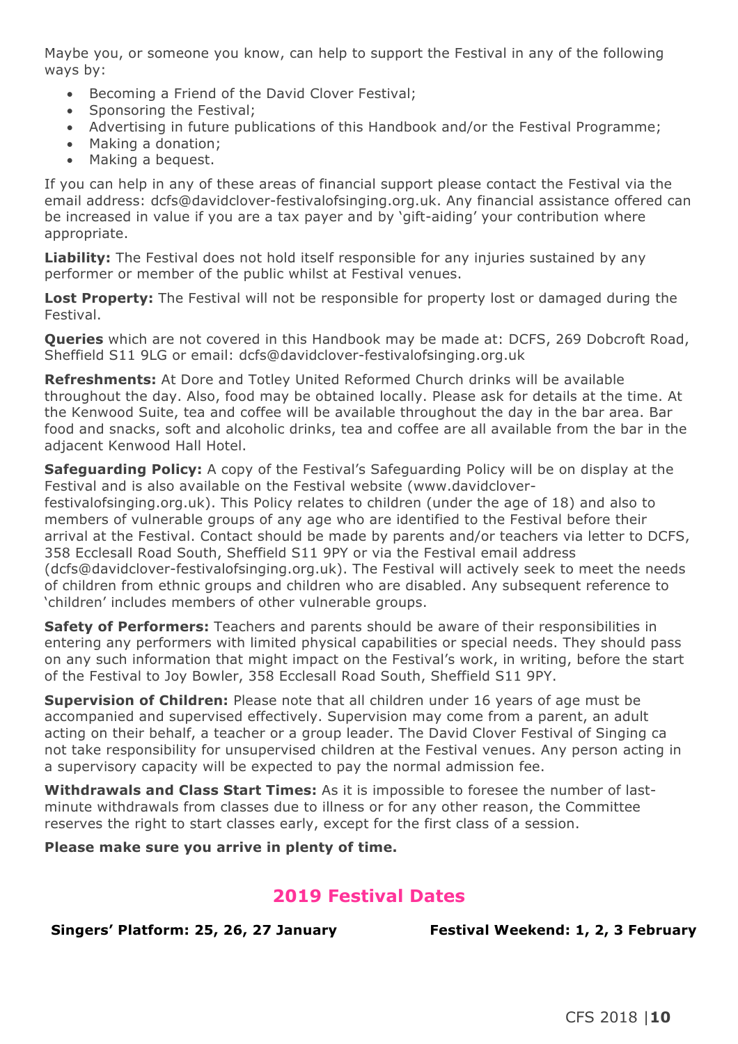Maybe you, or someone you know, can help to support the Festival in any of the following ways by:

- Becoming a Friend of the David Clover Festival;
- Sponsoring the Festival;
- Advertising in future publications of this Handbook and/or the Festival Programme;
- Making a donation;
- Making a bequest.

If you can help in any of these areas of financial support please contact the Festival via the email address: dcfs@davidclover-festivalofsinging.org.uk. Any financial assistance offered can be increased in value if you are a tax payer and by 'gift-aiding' your contribution where appropriate.

**Liability:** The Festival does not hold itself responsible for any injuries sustained by any performer or member of the public whilst at Festival venues.

**Lost Property:** The Festival will not be responsible for property lost or damaged during the Festival.

**Queries** which are not covered in this Handbook may be made at: DCFS, 269 Dobcroft Road, Sheffield S11 9LG or email: dcfs@davidclover-festivalofsinging.org.uk

**Refreshments:** At Dore and Totley United Reformed Church drinks will be available throughout the day. Also, food may be obtained locally. Please ask for details at the time. At the Kenwood Suite, tea and coffee will be available throughout the day in the bar area. Bar food and snacks, soft and alcoholic drinks, tea and coffee are all available from the bar in the adjacent Kenwood Hall Hotel.

**Safeguarding Policy:** A copy of the Festival's Safeguarding Policy will be on display at the Festival and is also available on the Festival website (www.davidclover-festivalofsinging.org.uk). This Policy relates to children (under the age of 18) and also to members of vulnerable groups of any age who are identified to the Festival before their arrival at the Festival. Contact should be made by parents and/or teachers via letter to DCFS, 358 Ecclesall Road South, Sheffield S11 9PY or via the Festival email address (dcfs@davidclover-festivalofsinging.org.uk). The Festival will actively seek to meet the needs of children from ethnic groups and children who are disabled. Any subsequent reference to 'children' includes members of other vulnerable groups.

**Safety of Performers:** Teachers and parents should be aware of their responsibilities in entering any performers with limited physical capabilities or special needs. They should pass on any such information that might impact on the Festival's work, in writing, before the start of the Festival to Joy Bowler, 358 Ecclesall Road South, Sheffield S11 9PY.

**Supervision of Children:** Please note that all children under 16 years of age must be accompanied and supervised effectively. Supervision may come from a parent, an adult acting on their behalf, a teacher or a group leader. The David Clover Festival of Singing ca not take responsibility for unsupervised children at the Festival venues. Any person acting in a supervisory capacity will be expected to pay the normal admission fee.

**Withdrawals and Class Start Times:** As it is impossible to foresee the number of last-minute withdrawals from classes due to illness or for any other reason, the Committee reserves the right to start classes early, except for the first class of a session.

**Please make sure you arrive in plenty of time.**

## 2019 Festival Dates

**Singers' Platform: 25, 26, 27 January** **Festival Weekend: 1, 2, 3 February**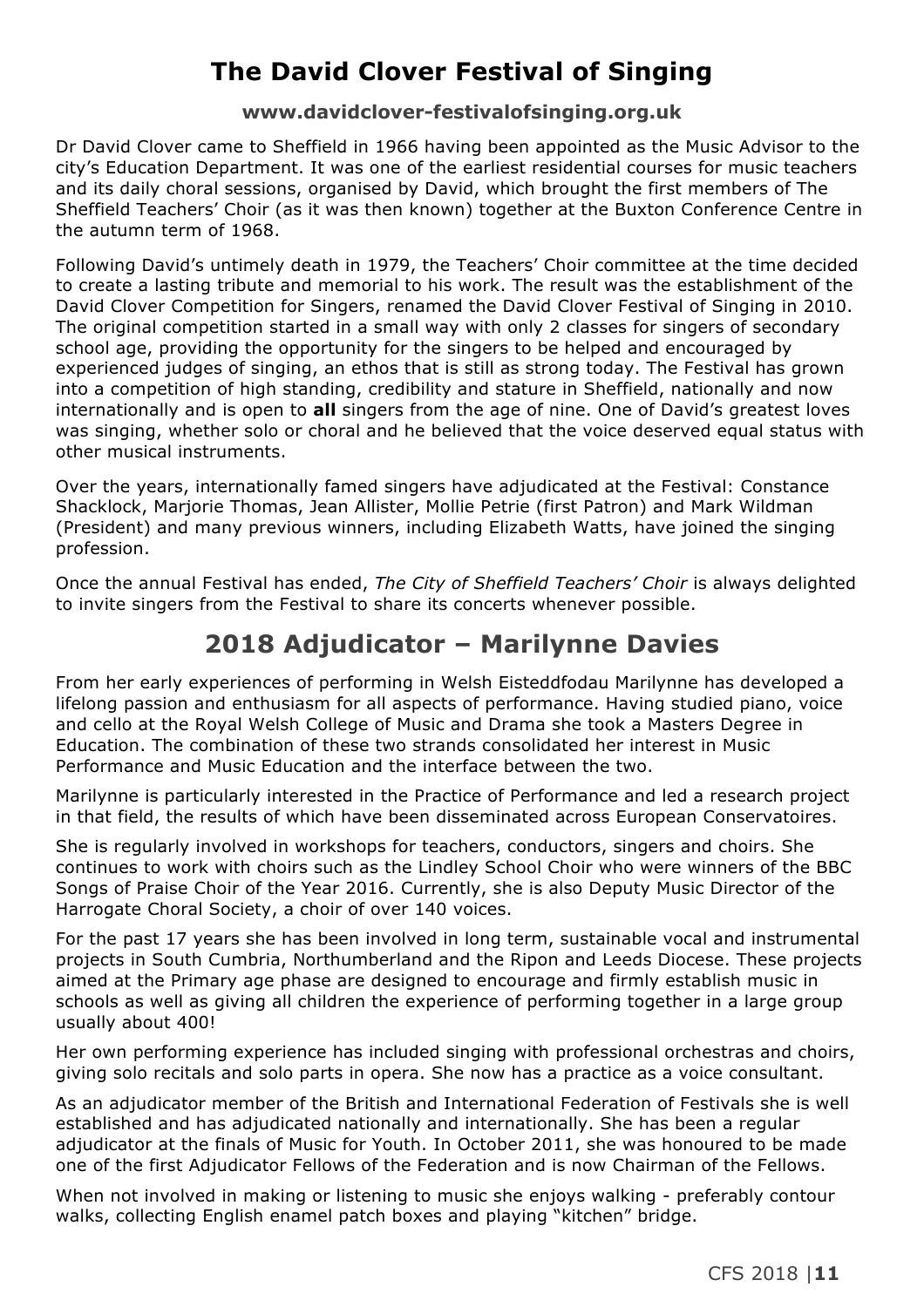# The David Clover Festival of Singing

**www.davidclover-festivalofsinging.org.uk**

Dr David Clover came to Sheffield in 1966 having been appointed as the Music Advisor to the city's Education Department. It was one of the earliest residential courses for music teachers and its daily choral sessions, organised by David, which brought the first members of The Sheffield Teachers' Choir (as it was then known) together at the Buxton Conference Centre in the autumn term of 1968.

Following David's untimely death in 1979, the Teachers' Choir committee at the time decided to create a lasting tribute and memorial to his work. The result was the establishment of the David Clover Competition for Singers, renamed the David Clover Festival of Singing in 2010. The original competition started in a small way with only 2 classes for singers of secondary school age, providing the opportunity for the singers to be helped and encouraged by experienced judges of singing, an ethos that is still as strong today. The Festival has grown into a competition of high standing, credibility and stature in Sheffield, nationally and now internationally and is open to **all** singers from the age of nine. One of David's greatest loves was singing, whether solo or choral and he believed that the voice deserved equal status with other musical instruments.

Over the years, internationally famed singers have adjudicated at the Festival: Constance Shacklock, Marjorie Thomas, Jean Allister, Mollie Petrie (first Patron) and Mark Wildman (President) and many previous winners, including Elizabeth Watts, have joined the singing profession.

Once the annual Festival has ended, *The City of Sheffield Teachers' Choir* is always delighted to invite singers from the Festival to share its concerts whenever possible.

# 2018 Adjudicator – Marilynne Davies

From her early experiences of performing in Welsh Eisteddfodau Marilynne has developed a lifelong passion and enthusiasm for all aspects of performance. Having studied piano, voice and cello at the Royal Welsh College of Music and Drama she took a Masters Degree in Education. The combination of these two strands consolidated her interest in Music Performance and Music Education and the interface between the two.

Marilynne is particularly interested in the Practice of Performance and led a research project in that field, the results of which have been disseminated across European Conservatoires.

She is regularly involved in workshops for teachers, conductors, singers and choirs. She continues to work with choirs such as the Lindley School Choir who were winners of the BBC Songs of Praise Choir of the Year 2016. Currently, she is also Deputy Music Director of the Harrogate Choral Society, a choir of over 140 voices.

For the past 17 years she has been involved in long term, sustainable vocal and instrumental projects in South Cumbria, Northumberland and the Ripon and Leeds Diocese. These projects aimed at the Primary age phase are designed to encourage and firmly establish music in schools as well as giving all children the experience of performing together in a large group usually about 400!

Her own performing experience has included singing with professional orchestras and choirs, giving solo recitals and solo parts in opera. She now has a practice as a voice consultant.

As an adjudicator member of the British and International Federation of Festivals she is well established and has adjudicated nationally and internationally. She has been a regular adjudicator at the finals of Music for Youth. In October 2011, she was honoured to be made one of the first Adjudicator Fellows of the Federation and is now Chairman of the Fellows.

When not involved in making or listening to music she enjoys walking - preferably contour walks, collecting English enamel patch boxes and playing "kitchen" bridge.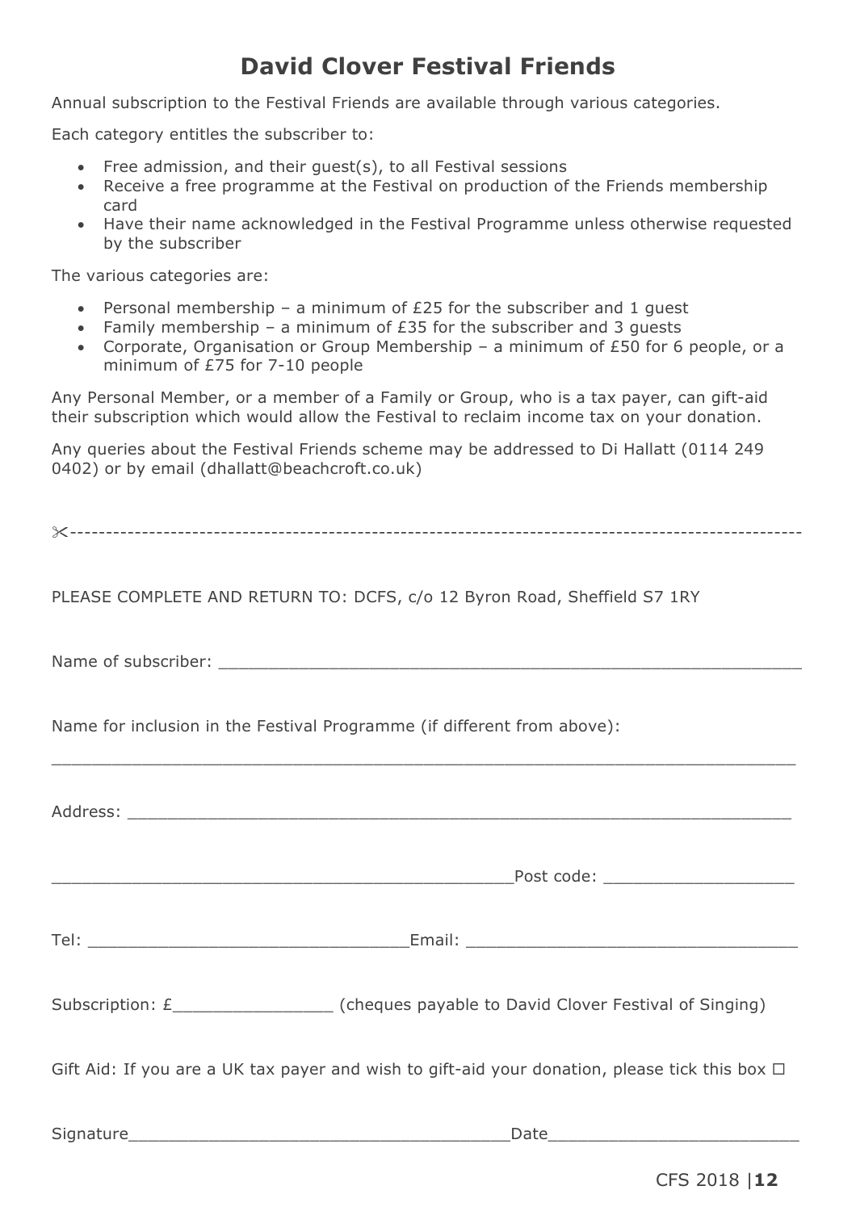# David Clover Festival Friends

Annual subscription to the Festival Friends are available through various categories.

Each category entitles the subscriber to:

- Free admission, and their guest(s), to all Festival sessions
- Receive a free programme at the Festival on production of the Friends membership card
- Have their name acknowledged in the Festival Programme unless otherwise requested by the subscriber

The various categories are:

- Personal membership – a minimum of £25 for the subscriber and 1 guest
- Family membership – a minimum of £35 for the subscriber and 3 guests
- Corporate, Organisation or Group Membership – a minimum of £50 for 6 people, or a minimum of £75 for 7-10 people

Any Personal Member, or a member of a Family or Group, who is a tax payer, can gift-aid their subscription which would allow the Festival to reclaim income tax on your donation.

Any queries about the Festival Friends scheme may be addressed to Di Hallatt (0114 249 0402) or by email (dhallatt@beachcroft.co.uk)

✂------------------------------------------------------------------------------------------------

PLEASE COMPLETE AND RETURN TO: DCFS, c/o 12 Byron Road, Sheffield S7 1RY

Name of subscriber: ____________________________________________________________

Name for inclusion in the Festival Programme (if different from above):

________________________________________________________________________________

Address: _______________________________________________________________________

_______________________________________________ Post code: ___________________

Tel: ________________________________ Email: _________________________________

Subscription: £________________ (cheques payable to David Clover Festival of Singing)

Gift Aid: If you are a UK tax payer and wish to gift-aid your donation, please tick this box ☐

Signature______________________________________ Date________________________